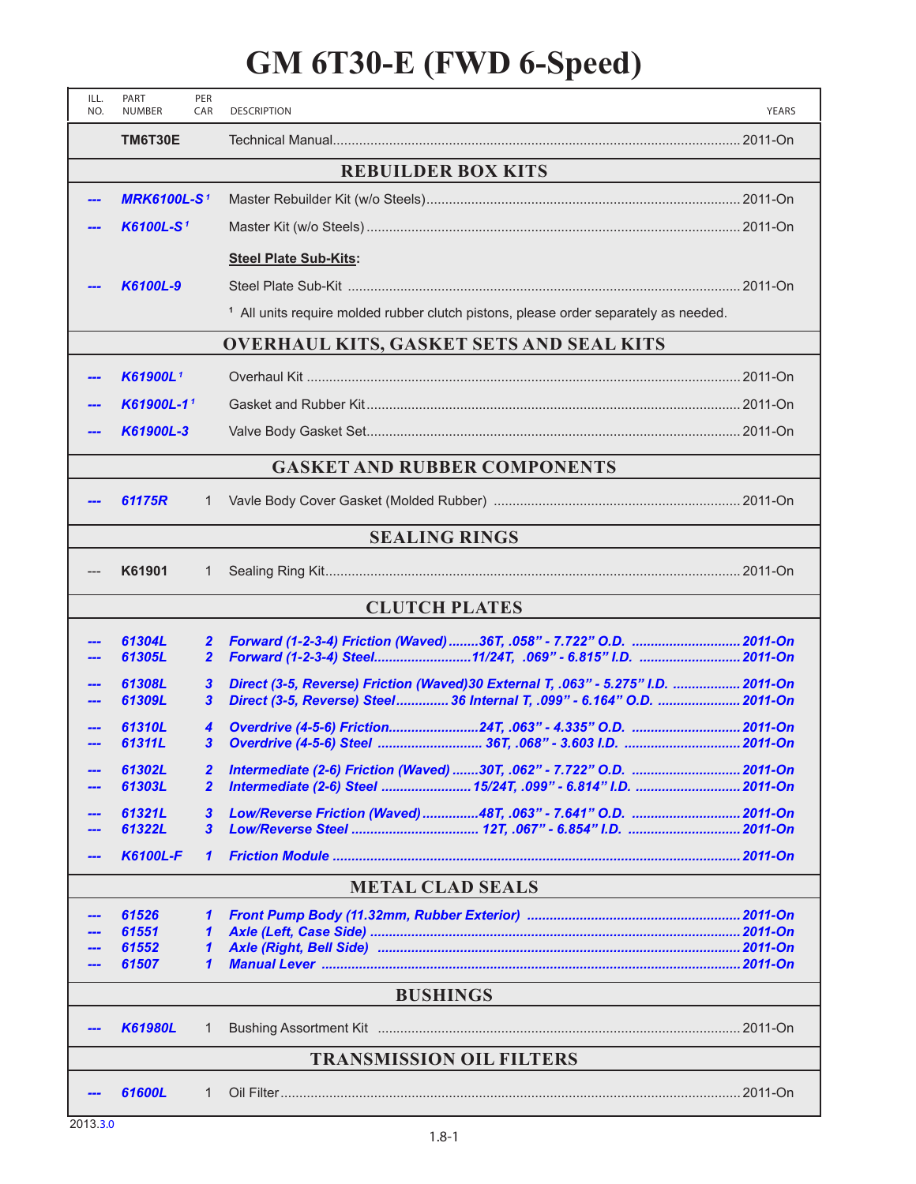# GM 6T30-E (FWD 6-Speed)

| ILL. NO. | PART NUMBER | PER CAR | DESCRIPTION | YEARS |
|---|---|---|---|---|
| | **TM6T30E** | | Technical Manual | 2011-On |
| | | | **REBUILDER BOX KITS** | |
| --- | *MRK6100L-S* [1] | | Master Rebuilder Kit (w/o Steels) | 2011-On |
| --- | *K6100L-S* [1] | | Master Kit (w/o Steels) | 2011-On |
| | | | **Steel Plate Sub-Kits**: | |
| --- | *K6100L-9* | | Steel Plate Sub-Kit | 2011-On |
| | | | [1] All units require molded rubber clutch pistons, please order separately as needed. | |
| | | | **OVERHAUL KITS, GASKET SETS AND SEAL KITS** | |
| --- | *K61900L* [1] | | Overhaul Kit | 2011-On |
| --- | *K61900L-1* [1] | | Gasket and Rubber Kit | 2011-On |
| --- | *K61900L-3* | | Valve Body Gasket Set | 2011-On |
| | | | **GASKET AND RUBBER COMPONENTS** | |
| --- | *61175R* | 1 | Vavle Body Cover Gasket (Molded Rubber) | 2011-On |
| | | | **SEALING RINGS** | |
| --- | **K61901** | 1 | Sealing Ring Kit | 2011-On |
| | | | **CLUTCH PLATES** | |
| --- | *61304L* | *2* | *Forward (1-2-3-4) Friction (Waved) 36T, .058" - 7.722" O.D.* | *2011-On* |
| --- | *61305L* | *2* | *Forward (1-2-3-4) Steel 11/24T, .069" - 6.815" I.D.* | *2011-On* |
| --- | *61308L* | *3* | *Direct (3-5, Reverse) Friction (Waved) 30 External T, .063" - 5.275" I.D.* | *2011-On* |
| --- | *61309L* | *3* | *Direct (3-5, Reverse) Steel 36 Internal T, .099" - 6.164" O.D.* | *2011-On* |
| --- | *61310L* | *4* | *Overdrive (4-5-6) Friction 24T, .063" - 4.335" O.D.* | *2011-On* |
| --- | *61311L* | *3* | *Overdrive (4-5-6) Steel 36T, .068" - 3.603 I.D.* | *2011-On* |
| --- | *61302L* | *2* | *Intermediate (2-6) Friction (Waved) 30T, .062" - 7.722" O.D.* | *2011-On* |
| --- | *61303L* | *2* | *Intermediate (2-6) Steel 15/24T, .099" - 6.814" I.D.* | *2011-On* |
| --- | *61321L* | *3* | *Low/Reverse Friction (Waved) 48T, .063" - 7.641" O.D.* | *2011-On* |
| --- | *61322L* | *3* | *Low/Reverse Steel 12T, .067" - 6.854" I.D.* | *2011-On* |
| --- | *K6100L-F* | *1* | *Friction Module* | *2011-On* |
| | | | **METAL CLAD SEALS** | |
| --- | *61526* | *1* | *Front Pump Body (11.32mm, Rubber Exterior)* | *2011-On* |
| --- | *61551* | *1* | *Axle (Left, Case Side)* | *2011-On* |
| --- | *61552* | *1* | *Axle (Right, Bell Side)* | *2011-On* |
| --- | *61507* | *1* | *Manual Lever* | *2011-On* |
| | | | **BUSHINGS** | |
| --- | *K61980L* | 1 | Bushing Assortment Kit | 2011-On |
| | | | **TRANSMISSION OIL FILTERS** | |
| --- | *61600L* | 1 | Oil Filter | 2011-On |

2013.3.0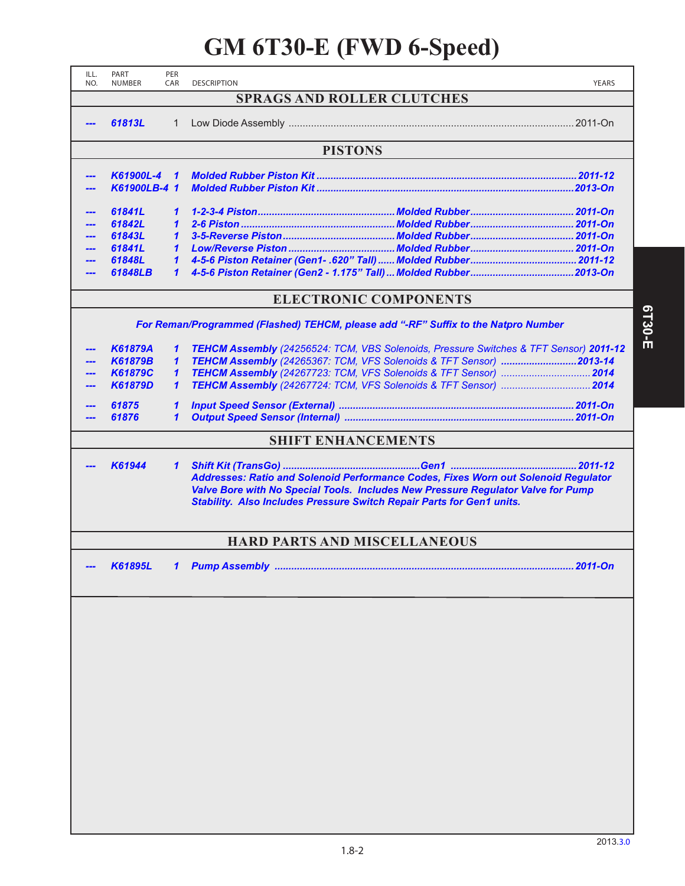# GM 6T30-E (FWD 6-Speed)

| ILL. NO. | PART NUMBER | PER CAR | DESCRIPTION | | YEARS |
|---|---|---|---|---|---|
| **SPRAGS AND ROLLER CLUTCHES** | | | | | |
| --- | 61813L | 1 | Low Diode Assembly | | 2011-On |
| **PISTONS** | | | | | |
| --- | K61900L-4 | 1 | Molded Rubber Piston Kit | | 2011-12 |
| --- | K61900LB-4 | 1 | Molded Rubber Piston Kit | | 2013-On |
| --- | 61841L | 1 | 1-2-3-4 Piston | Molded Rubber | 2011-On |
| --- | 61842L | 1 | 2-6 Piston | Molded Rubber | 2011-On |
| --- | 61843L | 1 | 3-5-Reverse Piston | Molded Rubber | 2011-On |
| --- | 61841L | 1 | Low/Reverse Piston | Molded Rubber | 2011-On |
| --- | 61848L | 1 | 4-5-6 Piston Retainer (Gen1- .620" Tall) | Molded Rubber | 2011-12 |
| --- | 61848LB | 1 | 4-5-6 Piston Retainer (Gen2 - 1.175" Tall) | Molded Rubber | 2013-On |
| **ELECTRONIC COMPONENTS** | | | | | |
| | | | *For Reman/Programmed (Flashed) TEHCM, please add "-RF" Suffix to the Natpro Number* | | |
| --- | K61879A | 1 | TEHCM Assembly (24256524: TCM, VBS Solenoids, Pressure Switches & TFT Sensor) | | 2011-12 |
| --- | K61879B | 1 | TEHCM Assembly (24265367: TCM, VFS Solenoids & TFT Sensor) | | 2013-14 |
| --- | K61879C | 1 | TEHCM Assembly (24267723: TCM, VFS Solenoids & TFT Sensor) | | 2014 |
| --- | K61879D | 1 | TEHCM Assembly (24267724: TCM, VFS Solenoids & TFT Sensor) | | 2014 |
| --- | 61875 | 1 | Input Speed Sensor (External) | | 2011-On |
| --- | 61876 | 1 | Output Speed Sensor (Internal) | | 2011-On |
| **SHIFT ENHANCEMENTS** | | | | | |
| --- | K61944 | 1 | Shift Kit (TransGo)<br>Addresses: Ratio and Solenoid Performance Codes, Fixes Worn out Solenoid Regulator Valve Bore with No Special Tools. Includes New Pressure Regulator Valve for Pump Stability. Also Includes Pressure Switch Repair Parts for Gen1 units. | Gen1 | 2011-12 |
| **HARD PARTS AND MISCELLANEOUS** | | | | | |
| --- | K61895L | 1 | Pump Assembly | | 2011-On |